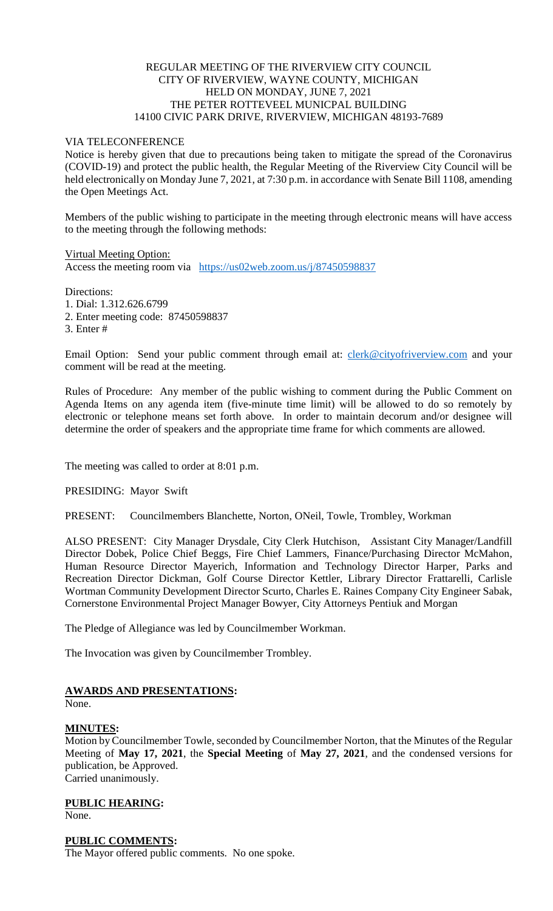REGULAR MEETING OF THE RIVERVIEW CITY COUNCIL
CITY OF RIVERVIEW, WAYNE COUNTY, MICHIGAN
HELD ON MONDAY, JUNE 7, 2021
THE PETER ROTTEVEEL MUNICPAL BUILDING
14100 CIVIC PARK DRIVE, RIVERVIEW, MICHIGAN 48193-7689

VIA TELECONFERENCE

Notice is hereby given that due to precautions being taken to mitigate the spread of the Coronavirus (COVID-19) and protect the public health, the Regular Meeting of the Riverview City Council will be held electronically on Monday June 7, 2021, at 7:30 p.m. in accordance with Senate Bill 1108, amending the Open Meetings Act.

Members of the public wishing to participate in the meeting through electronic means will have access to the meeting through the following methods:

Virtual Meeting Option:
Access the meeting room via https://us02web.zoom.us/j/87450598837

Directions:
1. Dial: 1.312.626.6799
2. Enter meeting code: 87450598837
3. Enter #

Email Option: Send your public comment through email at: clerk@cityofriverview.com and your comment will be read at the meeting.

Rules of Procedure: Any member of the public wishing to comment during the Public Comment on Agenda Items on any agenda item (five-minute time limit) will be allowed to do so remotely by electronic or telephone means set forth above. In order to maintain decorum and/or designee will determine the order of speakers and the appropriate time frame for which comments are allowed.

The meeting was called to order at 8:01 p.m.

PRESIDING: Mayor Swift

PRESENT: Councilmembers Blanchette, Norton, ONeil, Towle, Trombley, Workman

ALSO PRESENT: City Manager Drysdale, City Clerk Hutchison, Assistant City Manager/Landfill Director Dobek, Police Chief Beggs, Fire Chief Lammers, Finance/Purchasing Director McMahon, Human Resource Director Mayerich, Information and Technology Director Harper, Parks and Recreation Director Dickman, Golf Course Director Kettler, Library Director Frattarelli, Carlisle Wortman Community Development Director Scurto, Charles E. Raines Company City Engineer Sabak, Cornerstone Environmental Project Manager Bowyer, City Attorneys Pentiuk and Morgan

The Pledge of Allegiance was led by Councilmember Workman.

The Invocation was given by Councilmember Trombley.

**AWARDS AND PRESENTATIONS:**
None.

**MINUTES:**
Motion by Councilmember Towle, seconded by Councilmember Norton, that the Minutes of the Regular Meeting of **May 17, 2021**, the **Special Meeting** of **May 27, 2021**, and the condensed versions for publication, be Approved.
Carried unanimously.

**PUBLIC HEARING:**
None.

**PUBLIC COMMENTS:**
The Mayor offered public comments. No one spoke.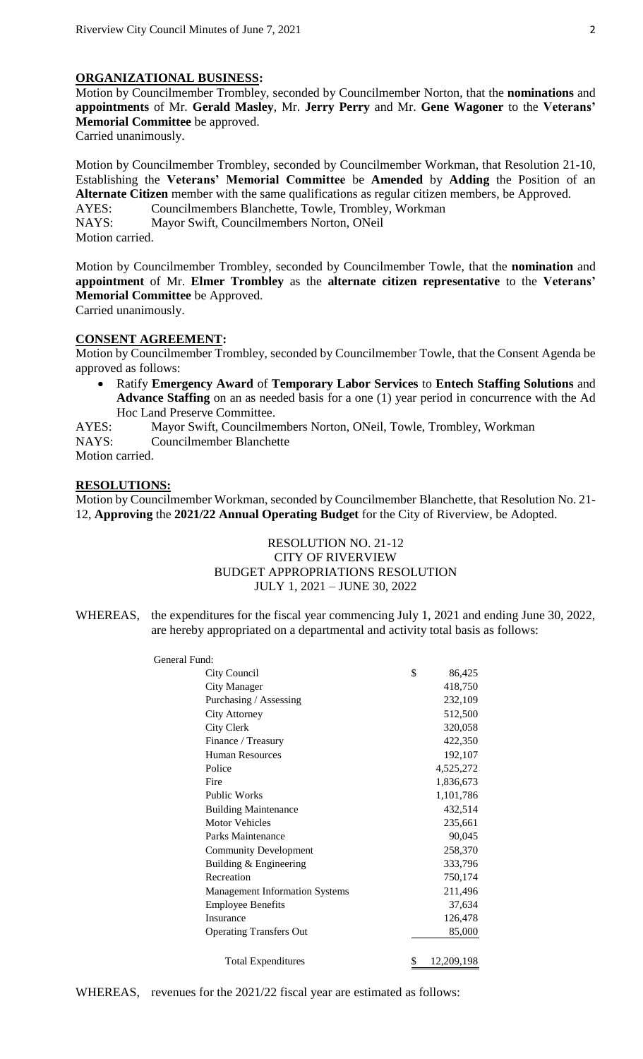## ORGANIZATIONAL BUSINESS:

Motion by Councilmember Trombley, seconded by Councilmember Norton, that the **nominations** and **appointments** of Mr. **Gerald Masley**, Mr. **Jerry Perry** and Mr. **Gene Wagoner** to the **Veterans' Memorial Committee** be approved.
Carried unanimously.

Motion by Councilmember Trombley, seconded by Councilmember Workman, that Resolution 21-10, Establishing the **Veterans' Memorial Committee** be **Amended** by **Adding** the Position of an **Alternate Citizen** member with the same qualifications as regular citizen members, be Approved.

AYES: Councilmembers Blanchette, Towle, Trombley, Workman
NAYS: Mayor Swift, Councilmembers Norton, ONeil
Motion carried.

Motion by Councilmember Trombley, seconded by Councilmember Towle, that the **nomination** and **appointment** of Mr. **Elmer Trombley** as the **alternate citizen representative** to the **Veterans' Memorial Committee** be Approved.
Carried unanimously.

## CONSENT AGREEMENT:

Motion by Councilmember Trombley, seconded by Councilmember Towle, that the Consent Agenda be approved as follows:

- Ratify **Emergency Award** of **Temporary Labor Services** to **Entech Staffing Solutions** and **Advance Staffing** on an as needed basis for a one (1) year period in concurrence with the Ad Hoc Land Preserve Committee.

AYES: Mayor Swift, Councilmembers Norton, ONeil, Towle, Trombley, Workman
NAYS: Councilmember Blanchette
Motion carried.

## RESOLUTIONS:

Motion by Councilmember Workman, seconded by Councilmember Blanchette, that Resolution No. 21-12, **Approving** the **2021/22 Annual Operating Budget** for the City of Riverview, be Adopted.

RESOLUTION NO. 21-12
CITY OF RIVERVIEW
BUDGET APPROPRIATIONS RESOLUTION
JULY 1, 2021 – JUNE 30, 2022

WHEREAS, the expenditures for the fiscal year commencing July 1, 2021 and ending June 30, 2022, are hereby appropriated on a departmental and activity total basis as follows:

| General Fund: | |
|---|---|
| City Council | $ 86,425 |
| City Manager | 418,750 |
| Purchasing / Assessing | 232,109 |
| City Attorney | 512,500 |
| City Clerk | 320,058 |
| Finance / Treasury | 422,350 |
| Human Resources | 192,107 |
| Police | 4,525,272 |
| Fire | 1,836,673 |
| Public Works | 1,101,786 |
| Building Maintenance | 432,514 |
| Motor Vehicles | 235,661 |
| Parks Maintenance | 90,045 |
| Community Development | 258,370 |
| Building & Engineering | 333,796 |
| Recreation | 750,174 |
| Management Information Systems | 211,496 |
| Employee Benefits | 37,634 |
| Insurance | 126,478 |
| Operating Transfers Out | 85,000 |
| Total Expenditures | $ 12,209,198 |

WHEREAS, revenues for the 2021/22 fiscal year are estimated as follows: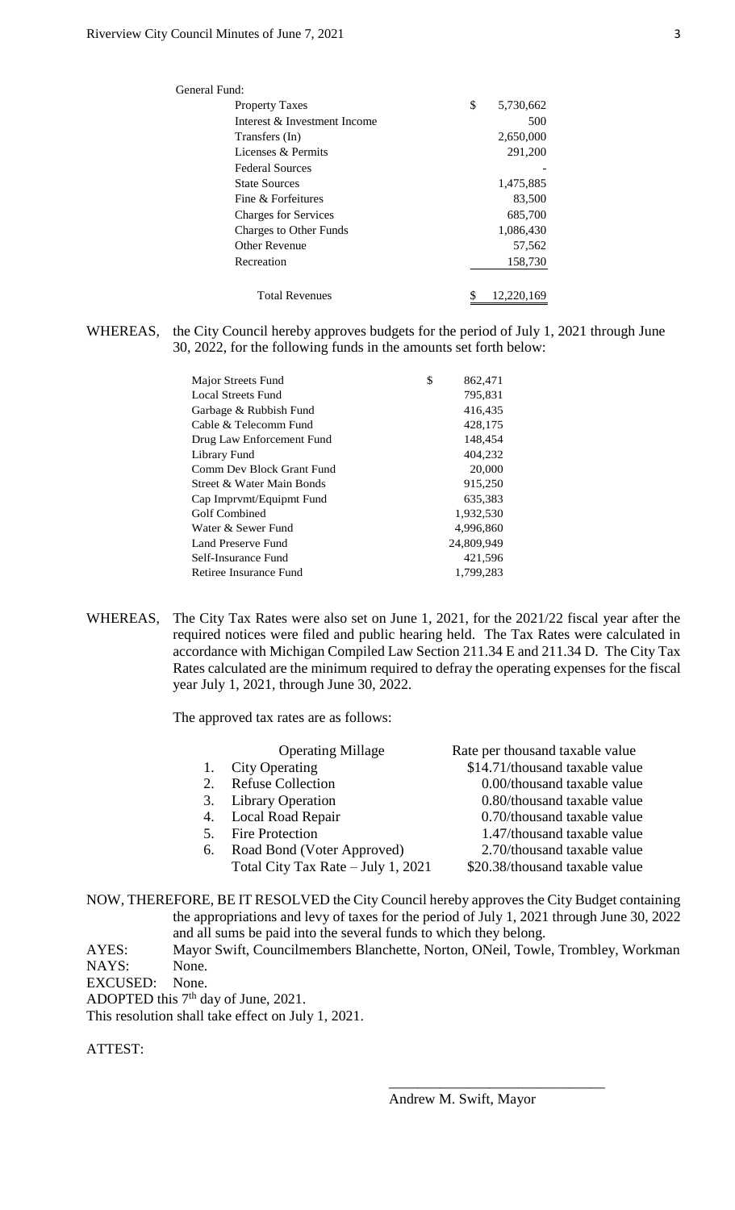General Fund:

| | |
|---|---|
| Property Taxes | $ 5,730,662 |
| Interest & Investment Income | 500 |
| Transfers (In) | 2,650,000 |
| Licenses & Permits | 291,200 |
| Federal Sources | - |
| State Sources | 1,475,885 |
| Fine & Forfeitures | 83,500 |
| Charges for Services | 685,700 |
| Charges to Other Funds | 1,086,430 |
| Other Revenue | 57,562 |
| Recreation | 158,730 |
| Total Revenues | $ 12,220,169 |

WHEREAS, the City Council hereby approves budgets for the period of July 1, 2021 through June 30, 2022, for the following funds in the amounts set forth below:

| | |
|---|---|
| Major Streets Fund | $ 862,471 |
| Local Streets Fund | 795,831 |
| Garbage & Rubbish Fund | 416,435 |
| Cable & Telecomm Fund | 428,175 |
| Drug Law Enforcement Fund | 148,454 |
| Library Fund | 404,232 |
| Comm Dev Block Grant Fund | 20,000 |
| Street & Water Main Bonds | 915,250 |
| Cap Imprvmt/Equipmt Fund | 635,383 |
| Golf Combined | 1,932,530 |
| Water & Sewer Fund | 4,996,860 |
| Land Preserve Fund | 24,809,949 |
| Self-Insurance Fund | 421,596 |
| Retiree Insurance Fund | 1,799,283 |

WHEREAS, The City Tax Rates were also set on June 1, 2021, for the 2021/22 fiscal year after the required notices were filed and public hearing held. The Tax Rates were calculated in accordance with Michigan Compiled Law Section 211.34 E and 211.34 D. The City Tax Rates calculated are the minimum required to defray the operating expenses for the fiscal year July 1, 2021, through June 30, 2022.

The approved tax rates are as follows:

| Operating Millage | Rate per thousand taxable value |
|---|---|
| 1. City Operating | $14.71/thousand taxable value |
| 2. Refuse Collection | 0.00/thousand taxable value |
| 3. Library Operation | 0.80/thousand taxable value |
| 4. Local Road Repair | 0.70/thousand taxable value |
| 5. Fire Protection | 1.47/thousand taxable value |
| 6. Road Bond (Voter Approved) | 2.70/thousand taxable value |
| Total City Tax Rate – July 1, 2021 | $20.38/thousand taxable value |

NOW, THEREFORE, BE IT RESOLVED the City Council hereby approves the City Budget containing the appropriations and levy of taxes for the period of July 1, 2021 through June 30, 2022 and all sums be paid into the several funds to which they belong.

AYES: Mayor Swift, Councilmembers Blanchette, Norton, ONeil, Towle, Trombley, Workman

NAYS: None.

EXCUSED: None.

ADOPTED this 7th day of June, 2021.

This resolution shall take effect on July 1, 2021.

ATTEST:

\_\_\_\_\_\_\_\_\_\_\_\_\_\_\_\_\_\_\_\_\_\_\_\_\_\_\_\_\_\_

Andrew M. Swift, Mayor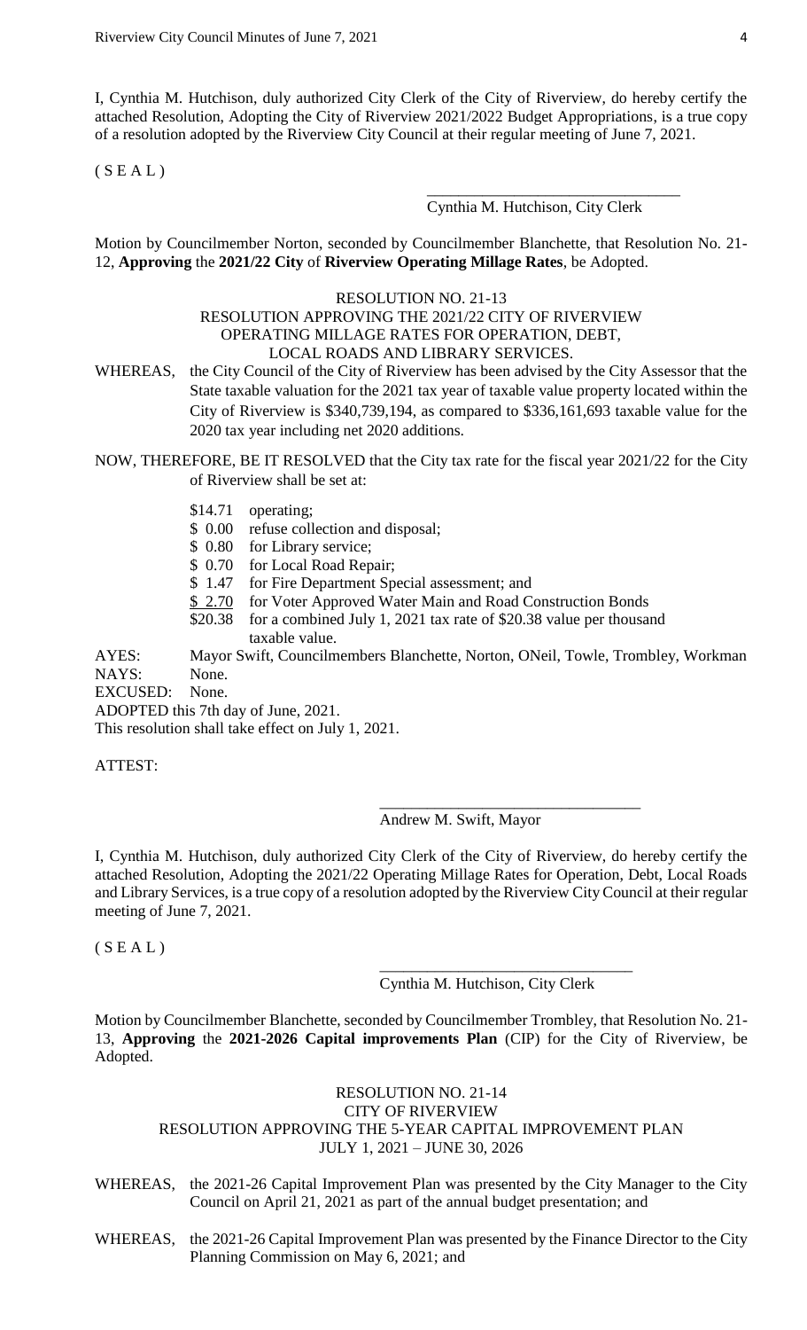I, Cynthia M. Hutchison, duly authorized City Clerk of the City of Riverview, do hereby certify the attached Resolution, Adopting the City of Riverview 2021/2022 Budget Appropriations, is a true copy of a resolution adopted by the Riverview City Council at their regular meeting of June 7, 2021.

( S E A L )

\_\_\_\_\_\_\_\_\_\_\_\_\_\_\_\_\_\_\_\_\_\_\_\_\_\_\_\_\_\_\_\_
Cynthia M. Hutchison, City Clerk

Motion by Councilmember Norton, seconded by Councilmember Blanchette, that Resolution No. 21-12, **Approving** the **2021/22 City** of **Riverview Operating Millage Rates**, be Adopted.

RESOLUTION NO. 21-13
RESOLUTION APPROVING THE 2021/22 CITY OF RIVERVIEW OPERATING MILLAGE RATES FOR OPERATION, DEBT, LOCAL ROADS AND LIBRARY SERVICES.

WHEREAS, the City Council of the City of Riverview has been advised by the City Assessor that the State taxable valuation for the 2021 tax year of taxable value property located within the City of Riverview is $340,739,194, as compared to $336,161,693 taxable value for the 2020 tax year including net 2020 additions.

NOW, THEREFORE, BE IT RESOLVED that the City tax rate for the fiscal year 2021/22 for the City of Riverview shall be set at:

- $14.71 operating;
- $ 0.00 refuse collection and disposal;
- $ 0.80 for Library service;
- $ 0.70 for Local Road Repair;
- $ 1.47 for Fire Department Special assessment; and
- $ 2.70 for Voter Approved Water Main and Road Construction Bonds
- $20.38 for a combined July 1, 2021 tax rate of $20.38 value per thousand taxable value.

AYES: Mayor Swift, Councilmembers Blanchette, Norton, ONeil, Towle, Trombley, Workman
NAYS: None.
EXCUSED: None.
ADOPTED this 7th day of June, 2021.
This resolution shall take effect on July 1, 2021.

ATTEST:

\_\_\_\_\_\_\_\_\_\_\_\_\_\_\_\_\_\_\_\_\_\_\_\_\_\_\_\_\_\_\_\_
Andrew M. Swift, Mayor

I, Cynthia M. Hutchison, duly authorized City Clerk of the City of Riverview, do hereby certify the attached Resolution, Adopting the 2021/22 Operating Millage Rates for Operation, Debt, Local Roads and Library Services, is a true copy of a resolution adopted by the Riverview City Council at their regular meeting of June 7, 2021.

( S E A L )

\_\_\_\_\_\_\_\_\_\_\_\_\_\_\_\_\_\_\_\_\_\_\_\_\_\_\_\_\_\_\_\_
Cynthia M. Hutchison, City Clerk

Motion by Councilmember Blanchette, seconded by Councilmember Trombley, that Resolution No. 21-13, **Approving** the **2021-2026 Capital improvements Plan** (CIP) for the City of Riverview, be Adopted.

RESOLUTION NO. 21-14
CITY OF RIVERVIEW
RESOLUTION APPROVING THE 5-YEAR CAPITAL IMPROVEMENT PLAN
JULY 1, 2021 – JUNE 30, 2026

WHEREAS, the 2021-26 Capital Improvement Plan was presented by the City Manager to the City Council on April 21, 2021 as part of the annual budget presentation; and

WHEREAS, the 2021-26 Capital Improvement Plan was presented by the Finance Director to the City Planning Commission on May 6, 2021; and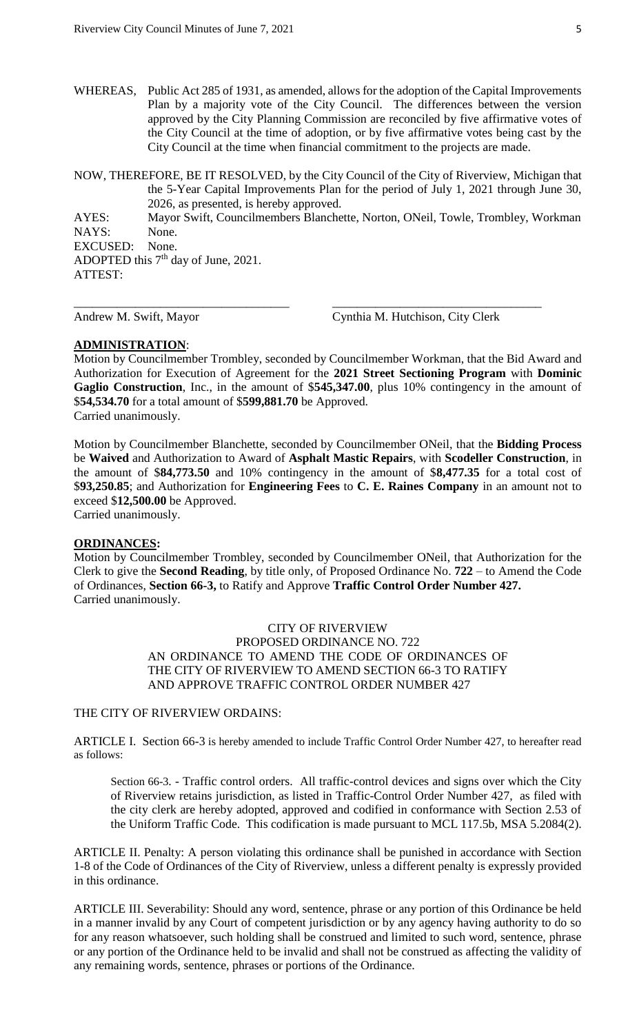WHEREAS, Public Act 285 of 1931, as amended, allows for the adoption of the Capital Improvements Plan by a majority vote of the City Council. The differences between the version approved by the City Planning Commission are reconciled by five affirmative votes of the City Council at the time of adoption, or by five affirmative votes being cast by the City Council at the time when financial commitment to the projects are made.

NOW, THEREFORE, BE IT RESOLVED, by the City Council of the City of Riverview, Michigan that the 5-Year Capital Improvements Plan for the period of July 1, 2021 through June 30, 2026, as presented, is hereby approved.

AYES: Mayor Swift, Councilmembers Blanchette, Norton, ONeil, Towle, Trombley, Workman
NAYS: None.
EXCUSED: None.
ADOPTED this 7th day of June, 2021.
ATTEST:

\_\_\_\_\_\_\_\_\_\_\_\_\_\_\_\_\_\_\_\_\_\_\_\_\_\_\_\_\_\_\_\_\_\_ \_\_\_\_\_\_\_\_\_\_\_\_\_\_\_\_\_\_\_\_\_\_\_\_\_\_\_\_\_\_\_\_\_\_
Andrew M. Swift, Mayor Cynthia M. Hutchison, City Clerk

**ADMINISTRATION**:

Motion by Councilmember Trombley, seconded by Councilmember Workman, that the Bid Award and Authorization for Execution of Agreement for the **2021 Street Sectioning Program** with **Dominic Gaglio Construction**, Inc., in the amount of $**545,347.00**, plus 10% contingency in the amount of $**54,534.70** for a total amount of $**599,881.70** be Approved.
Carried unanimously.

Motion by Councilmember Blanchette, seconded by Councilmember ONeil, that the **Bidding Process** be **Waived** and Authorization to Award of **Asphalt Mastic Repairs**, with **Scodeller Construction**, in the amount of $**84,773.50** and 10% contingency in the amount of $**8,477.35** for a total cost of $**93,250.85**; and Authorization for **Engineering Fees** to **C. E. Raines Company** in an amount not to exceed $**12,500.00** be Approved.
Carried unanimously.

**ORDINANCES:**

Motion by Councilmember Trombley, seconded by Councilmember ONeil, that Authorization for the Clerk to give the **Second Reading**, by title only, of Proposed Ordinance No. **722** – to Amend the Code of Ordinances, **Section 66-3,** to Ratify and Approve **Traffic Control Order Number 427.**
Carried unanimously.

CITY OF RIVERVIEW
PROPOSED ORDINANCE NO. 722
AN ORDINANCE TO AMEND THE CODE OF ORDINANCES OF THE CITY OF RIVERVIEW TO AMEND SECTION 66-3 TO RATIFY AND APPROVE TRAFFIC CONTROL ORDER NUMBER 427

THE CITY OF RIVERVIEW ORDAINS:

ARTICLE I. Section 66-3 is hereby amended to include Traffic Control Order Number 427, to hereafter read as follows:

Section 66-3. - Traffic control orders. All traffic-control devices and signs over which the City of Riverview retains jurisdiction, as listed in Traffic-Control Order Number 427, as filed with the city clerk are hereby adopted, approved and codified in conformance with Section 2.53 of the Uniform Traffic Code. This codification is made pursuant to MCL 117.5b, MSA 5.2084(2).

ARTICLE II. Penalty: A person violating this ordinance shall be punished in accordance with Section 1-8 of the Code of Ordinances of the City of Riverview, unless a different penalty is expressly provided in this ordinance.

ARTICLE III. Severability: Should any word, sentence, phrase or any portion of this Ordinance be held in a manner invalid by any Court of competent jurisdiction or by any agency having authority to do so for any reason whatsoever, such holding shall be construed and limited to such word, sentence, phrase or any portion of the Ordinance held to be invalid and shall not be construed as affecting the validity of any remaining words, sentence, phrases or portions of the Ordinance.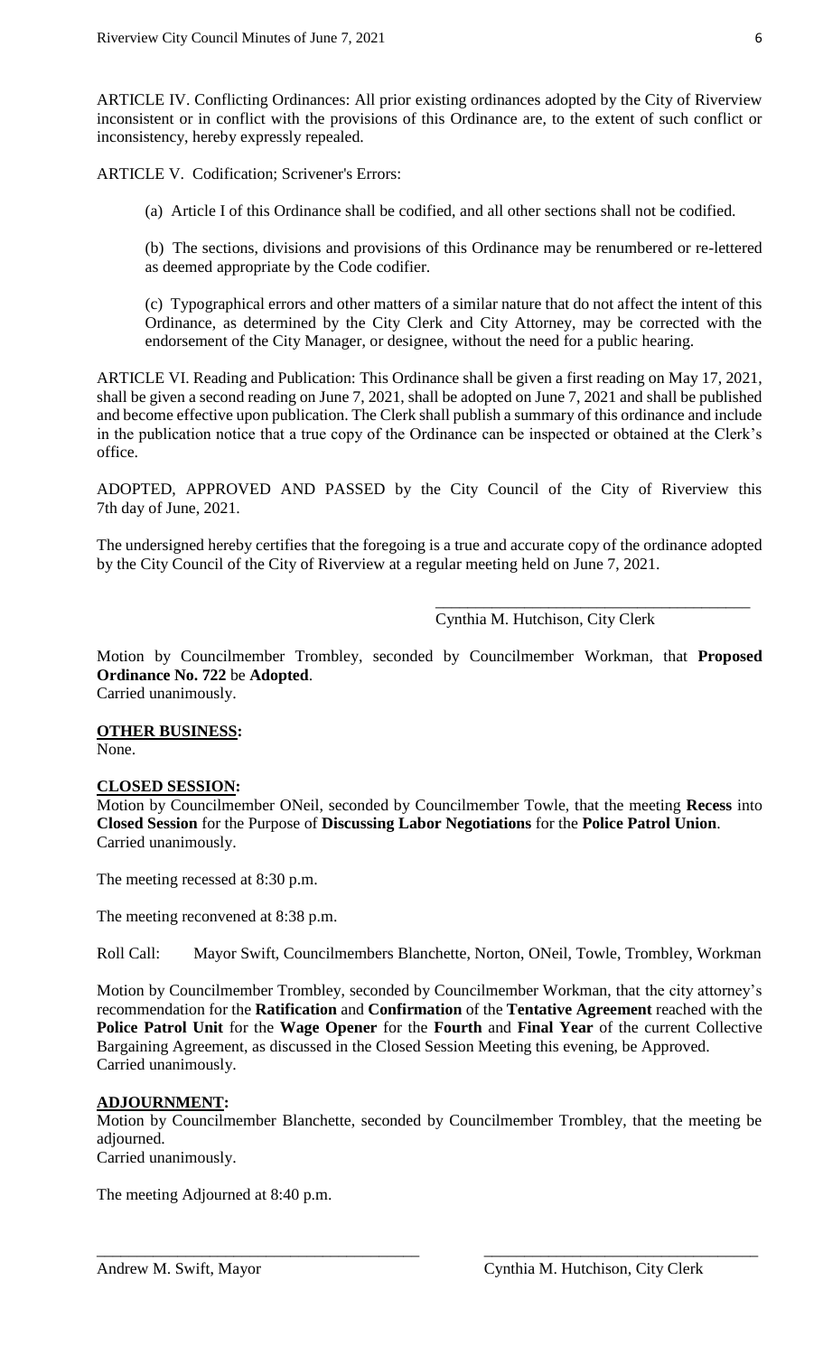ARTICLE IV. Conflicting Ordinances: All prior existing ordinances adopted by the City of Riverview inconsistent or in conflict with the provisions of this Ordinance are, to the extent of such conflict or inconsistency, hereby expressly repealed.

ARTICLE V. Codification; Scrivener's Errors:

(a) Article I of this Ordinance shall be codified, and all other sections shall not be codified.

(b) The sections, divisions and provisions of this Ordinance may be renumbered or re-lettered as deemed appropriate by the Code codifier.

(c) Typographical errors and other matters of a similar nature that do not affect the intent of this Ordinance, as determined by the City Clerk and City Attorney, may be corrected with the endorsement of the City Manager, or designee, without the need for a public hearing.

ARTICLE VI. Reading and Publication: This Ordinance shall be given a first reading on May 17, 2021, shall be given a second reading on June 7, 2021, shall be adopted on June 7, 2021 and shall be published and become effective upon publication. The Clerk shall publish a summary of this ordinance and include in the publication notice that a true copy of the Ordinance can be inspected or obtained at the Clerk's office.

ADOPTED, APPROVED AND PASSED by the City Council of the City of Riverview this 7th day of June, 2021.

The undersigned hereby certifies that the foregoing is a true and accurate copy of the ordinance adopted by the City Council of the City of Riverview at a regular meeting held on June 7, 2021.

\_\_\_\_\_\_\_\_\_\_\_\_\_\_\_\_\_\_\_\_\_\_\_\_\_\_\_\_\_\_\_\_\_\_\_\_\_\_\_
Cynthia M. Hutchison, City Clerk

Motion by Councilmember Trombley, seconded by Councilmember Workman, that **Proposed Ordinance No. 722** be **Adopted**.
Carried unanimously.

**OTHER BUSINESS:**
None.

**CLOSED SESSION:**
Motion by Councilmember ONeil, seconded by Councilmember Towle, that the meeting **Recess** into **Closed Session** for the Purpose of **Discussing Labor Negotiations** for the **Police Patrol Union**.
Carried unanimously.

The meeting recessed at 8:30 p.m.

The meeting reconvened at 8:38 p.m.

Roll Call: Mayor Swift, Councilmembers Blanchette, Norton, ONeil, Towle, Trombley, Workman

Motion by Councilmember Trombley, seconded by Councilmember Workman, that the city attorney's recommendation for the **Ratification** and **Confirmation** of the **Tentative Agreement** reached with the **Police Patrol Unit** for the **Wage Opener** for the **Fourth** and **Final Year** of the current Collective Bargaining Agreement, as discussed in the Closed Session Meeting this evening, be Approved.
Carried unanimously.

**ADJOURNMENT:**
Motion by Councilmember Blanchette, seconded by Councilmember Trombley, that the meeting be adjourned.
Carried unanimously.

The meeting Adjourned at 8:40 p.m.

\_\_\_\_\_\_\_\_\_\_\_\_\_\_\_\_\_\_\_\_\_\_\_\_\_\_\_\_\_\_\_\_\_\_\_\_\_\_\_
Andrew M. Swift, Mayor

\_\_\_\_\_\_\_\_\_\_\_\_\_\_\_\_\_\_\_\_\_\_\_\_\_\_\_\_\_\_\_\_\_\_\_\_\_\_\_
Cynthia M. Hutchison, City Clerk